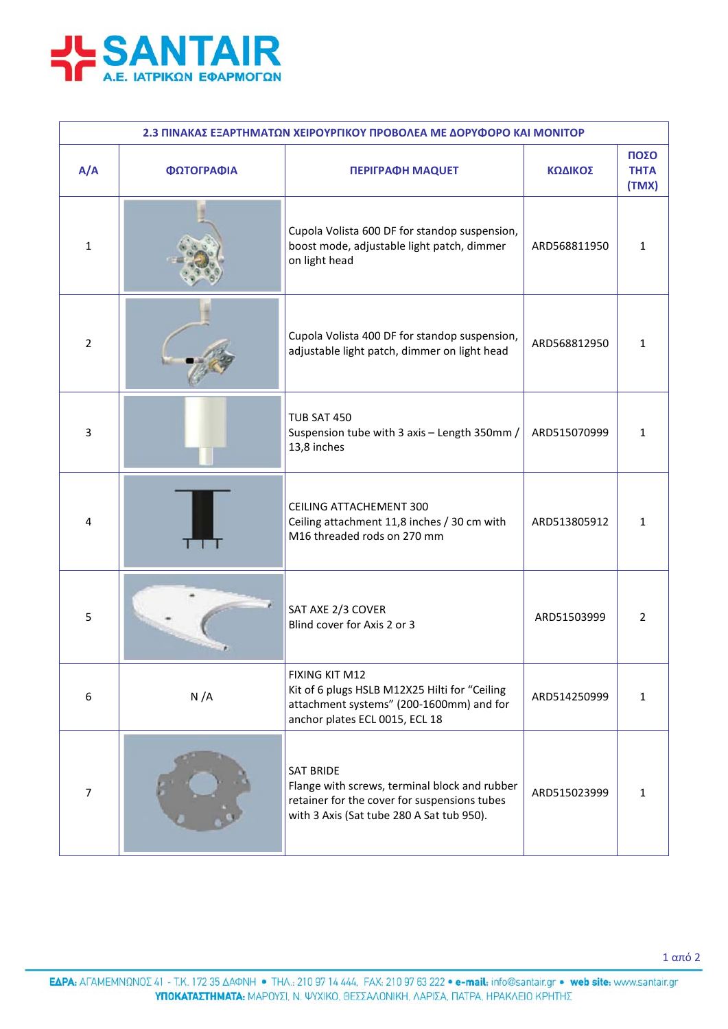**SANTAIR**
Α.Ε. ΙΑΤΡΙΚΩΝ ΕΦΑΡΜΟΓΩΝ

| 2.3 ΠΙΝΑΚΑΣ ΕΞΑΡΤΗΜΑΤΩΝ ΧΕΙΡΟΥΡΓΙΚΟΥ ΠΡΟΒΟΛΕΑ ΜΕ ΔΟΡΥΦΟΡΟ ΚΑΙ ΜΟΝΙΤΟΡ | | | | |
|---|---|---|---|---|
| **Α/Α** | **ΦΩΤΟΓΡΑΦΙΑ** | **ΠΕΡΙΓΡΑΦΗ MAQUET** | **ΚΩΔΙΚΟΣ** | **ΠΟΣΟ ΤΗΤΑ (ΤΜΧ)** |
| 1 | | Cupola Volista 600 DF for standop suspension, boost mode, adjustable light patch, dimmer on light head | ARD568811950 | 1 |
| 2 | | Cupola Volista 400 DF for standop suspension, adjustable light patch, dimmer on light head | ARD568812950 | 1 |
| 3 | | TUB SAT 450<br>Suspension tube with 3 axis – Length 350mm / 13,8 inches | ARD515070999 | 1 |
| 4 | | CEILING ATTACHEMENT 300<br>Ceiling attachment 11,8 inches / 30 cm with M16 threaded rods on 270 mm | ARD513805912 | 1 |
| 5 | | SAT AXE 2/3 COVER<br>Blind cover for Axis 2 or 3 | ARD51503999 | 2 |
| 6 | N /A | FIXING KIT M12<br>Kit of 6 plugs HSLB M12X25 Hilti for "Ceiling attachment systems" (200-1600mm) and for anchor plates ECL 0015, ECL 18 | ARD514250999 | 1 |
| 7 | | SAT BRIDE<br>Flange with screws, terminal block and rubber retainer for the cover for suspensions tubes with 3 Axis (Sat tube 280 A Sat tub 950). | ARD515023999 | 1 |

**ΕΔΡΑ:** ΑΓΑΜΕΜΝΟΝΟΣ 41 - Τ.Κ. 172 35 ΔΑΦΝΗ • ΤΗΛ.: 210 97 14 444, FAX: 210 97 63 222 • **e-mail:** info@santair.gr • **web site:** www.santair.gr
**ΥΠΟΚΑΤΑΣΤΗΜΑΤΑ:** ΜΑΡΟΥΣΙ, Ν. ΨΥΧΙΚΟ, ΘΕΣΣΑΛΟΝΙΚΗ, ΛΑΡΙΣΑ, ΠΑΤΡΑ, ΗΡΑΚΛΕΙΟ ΚΡΗΤΗΣ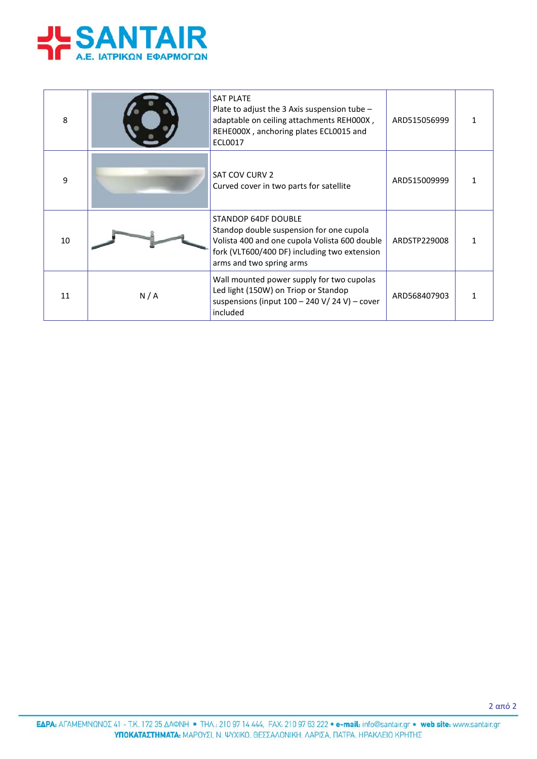| | | | | |
|---|---|---|---|---|
| 8 | | SAT PLATE<br>Plate to adjust the 3 Axis suspension tube – adaptable on ceiling attachments REH000X , REHE000X , anchoring plates ECL0015 and ECL0017 | ARD515056999 | 1 |
| 9 | | SAT COV CURV 2<br>Curved cover in two parts for satellite | ARD515009999 | 1 |
| 10 | | STANDOP 64DF DOUBLE<br>Standop double suspension for one cupola Volista 400 and one cupola Volista 600 double fork (VLT600/400 DF) including two extension arms and two spring arms | ARDSTP229008 | 1 |
| 11 | N / A | Wall mounted power supply for two cupolas Led light (150W) on Triop or Standop suspensions (input 100 – 240 V/ 24 V) – cover included | ARD568407903 | 1 |